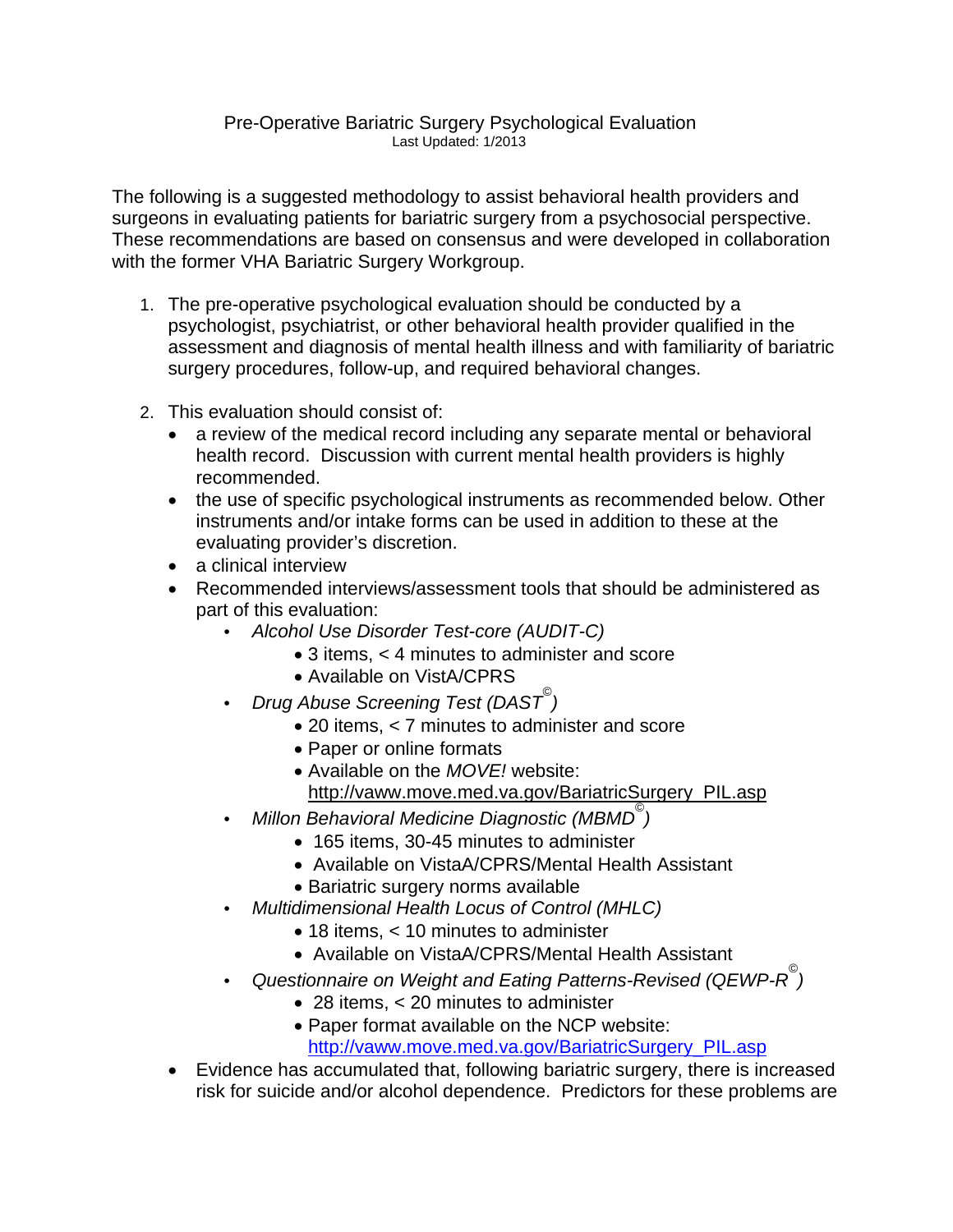# Pre-Operative Bariatric Surgery Psychological Evaluation

Last Updated: 1/2013

The following is a suggested methodology to assist behavioral health providers and surgeons in evaluating patients for bariatric surgery from a psychosocial perspective. These recommendations are based on consensus and were developed in collaboration with the former VHA Bariatric Surgery Workgroup.

1. The pre-operative psychological evaluation should be conducted by a psychologist, psychiatrist, or other behavioral health provider qualified in the assessment and diagnosis of mental health illness and with familiarity of bariatric surgery procedures, follow-up, and required behavioral changes.

2. This evaluation should consist of:
   - a review of the medical record including any separate mental or behavioral health record. Discussion with current mental health providers is highly recommended.
   - the use of specific psychological instruments as recommended below. Other instruments and/or intake forms can be used in addition to these at the evaluating provider's discretion.
   - a clinical interview
   - Recommended interviews/assessment tools that should be administered as part of this evaluation:
     - *Alcohol Use Disorder Test-core (AUDIT-C)*
       - 3 items, < 4 minutes to administer and score
       - Available on VistA/CPRS
     - *Drug Abuse Screening Test (DAST©)*
       - 20 items, < 7 minutes to administer and score
       - Paper or online formats
       - Available on the *MOVE!* website: http://vaww.move.med.va.gov/BariatricSurgery_PIL.asp
     - *Millon Behavioral Medicine Diagnostic (MBMD©)*
       - 165 items, 30-45 minutes to administer
       - Available on VistaA/CPRS/Mental Health Assistant
       - Bariatric surgery norms available
     - *Multidimensional Health Locus of Control (MHLC)*
       - 18 items, < 10 minutes to administer
       - Available on VistaA/CPRS/Mental Health Assistant
     - *Questionnaire on Weight and Eating Patterns-Revised (QEWP-R©)*
       - 28 items, < 20 minutes to administer
       - Paper format available on the NCP website: http://vaww.move.med.va.gov/BariatricSurgery_PIL.asp
   - Evidence has accumulated that, following bariatric surgery, there is increased risk for suicide and/or alcohol dependence. Predictors for these problems are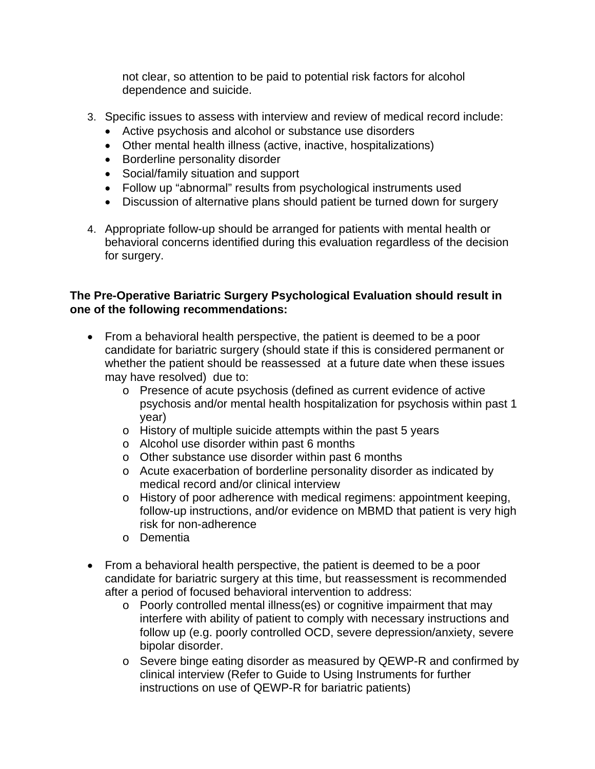not clear, so attention to be paid to potential risk factors for alcohol dependence and suicide.

3. Specific issues to assess with interview and review of medical record include:
   - Active psychosis and alcohol or substance use disorders
   - Other mental health illness (active, inactive, hospitalizations)
   - Borderline personality disorder
   - Social/family situation and support
   - Follow up "abnormal" results from psychological instruments used
   - Discussion of alternative plans should patient be turned down for surgery

4. Appropriate follow-up should be arranged for patients with mental health or behavioral concerns identified during this evaluation regardless of the decision for surgery.

**The Pre-Operative Bariatric Surgery Psychological Evaluation should result in one of the following recommendations:**

- From a behavioral health perspective, the patient is deemed to be a poor candidate for bariatric surgery (should state if this is considered permanent or whether the patient should be reassessed at a future date when these issues may have resolved) due to:
  - Presence of acute psychosis (defined as current evidence of active psychosis and/or mental health hospitalization for psychosis within past 1 year)
  - History of multiple suicide attempts within the past 5 years
  - Alcohol use disorder within past 6 months
  - Other substance use disorder within past 6 months
  - Acute exacerbation of borderline personality disorder as indicated by medical record and/or clinical interview
  - History of poor adherence with medical regimens: appointment keeping, follow-up instructions, and/or evidence on MBMD that patient is very high risk for non-adherence
  - Dementia

- From a behavioral health perspective, the patient is deemed to be a poor candidate for bariatric surgery at this time, but reassessment is recommended after a period of focused behavioral intervention to address:
  - Poorly controlled mental illness(es) or cognitive impairment that may interfere with ability of patient to comply with necessary instructions and follow up (e.g. poorly controlled OCD, severe depression/anxiety, severe bipolar disorder.
  - Severe binge eating disorder as measured by QEWP-R and confirmed by clinical interview (Refer to Guide to Using Instruments for further instructions on use of QEWP-R for bariatric patients)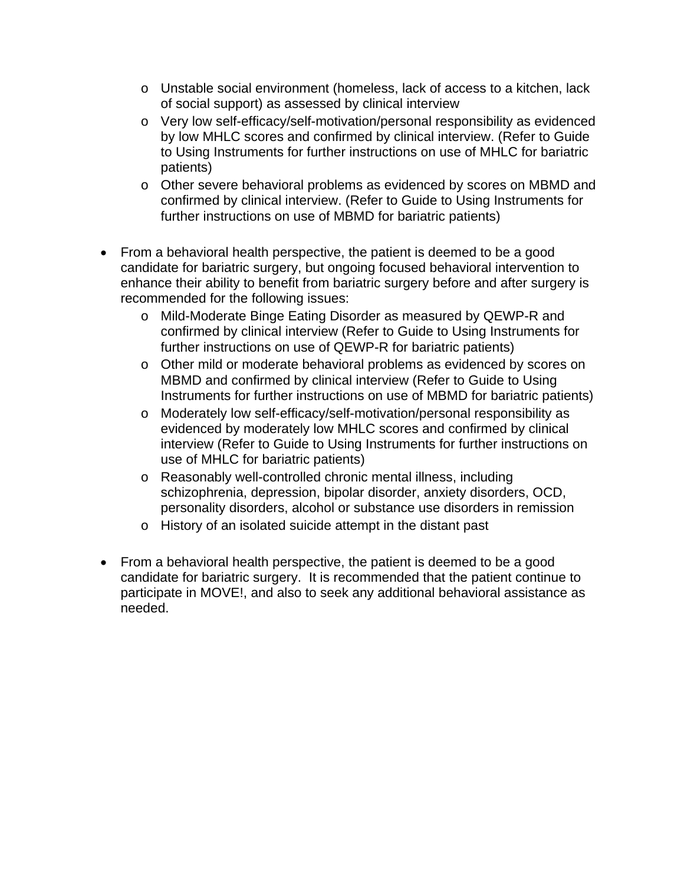- Unstable social environment (homeless, lack of access to a kitchen, lack of social support) as assessed by clinical interview
  - Very low self-efficacy/self-motivation/personal responsibility as evidenced by low MHLC scores and confirmed by clinical interview. (Refer to Guide to Using Instruments for further instructions on use of MHLC for bariatric patients)
  - Other severe behavioral problems as evidenced by scores on MBMD and confirmed by clinical interview. (Refer to Guide to Using Instruments for further instructions on use of MBMD for bariatric patients)

- From a behavioral health perspective, the patient is deemed to be a good candidate for bariatric surgery, but ongoing focused behavioral intervention to enhance their ability to benefit from bariatric surgery before and after surgery is recommended for the following issues:
  - Mild-Moderate Binge Eating Disorder as measured by QEWP-R and confirmed by clinical interview (Refer to Guide to Using Instruments for further instructions on use of QEWP-R for bariatric patients)
  - Other mild or moderate behavioral problems as evidenced by scores on MBMD and confirmed by clinical interview (Refer to Guide to Using Instruments for further instructions on use of MBMD for bariatric patients)
  - Moderately low self-efficacy/self-motivation/personal responsibility as evidenced by moderately low MHLC scores and confirmed by clinical interview (Refer to Guide to Using Instruments for further instructions on use of MHLC for bariatric patients)
  - Reasonably well-controlled chronic mental illness, including schizophrenia, depression, bipolar disorder, anxiety disorders, OCD, personality disorders, alcohol or substance use disorders in remission
  - History of an isolated suicide attempt in the distant past

- From a behavioral health perspective, the patient is deemed to be a good candidate for bariatric surgery. It is recommended that the patient continue to participate in MOVE!, and also to seek any additional behavioral assistance as needed.